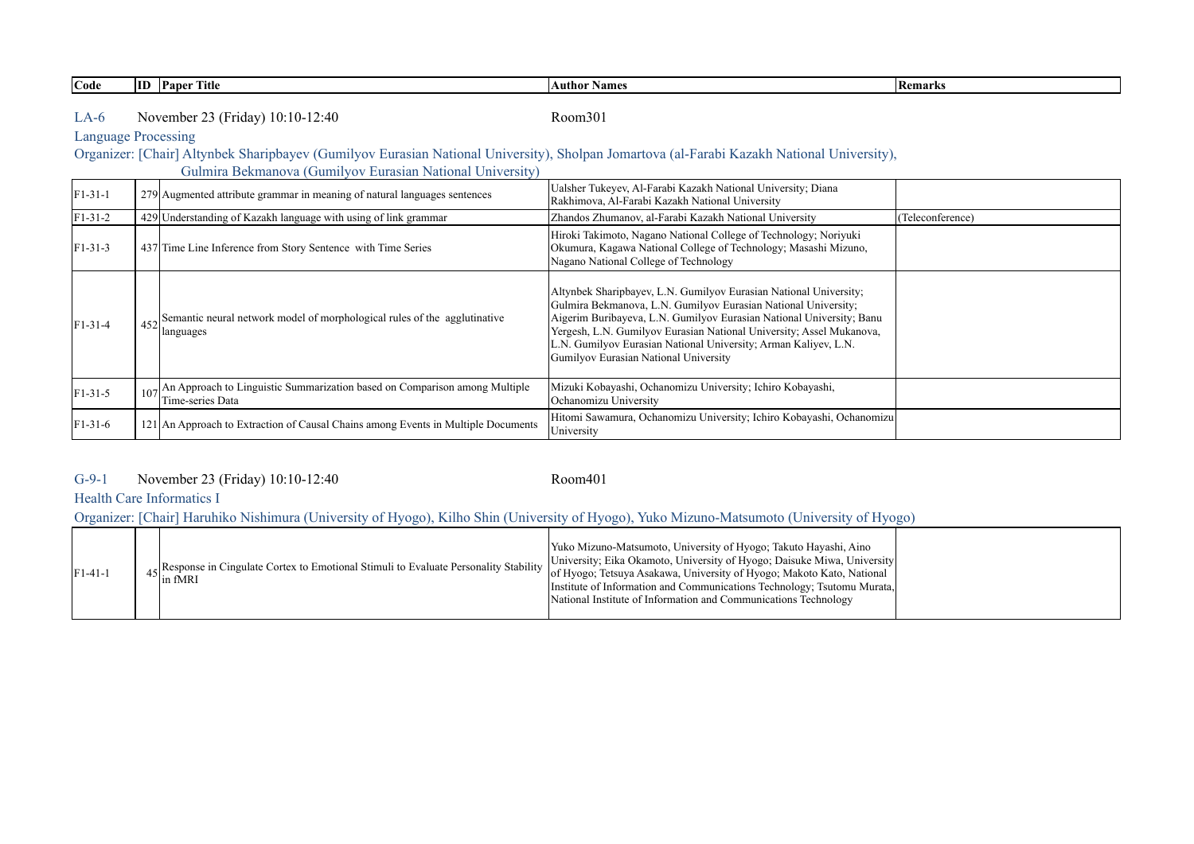| Code | ID | Paper Title | Author Names | Remarks |
|---|---|---|---|---|

LA-6 November 23 (Friday) 10:10-12:40 Room301

Language Processing

Organizer: [Chair] Altynbek Sharipbayev (Gumilyov Eurasian National University), Sholpan Jomartova (al-Farabi Kazakh National University), Gulmira Bekmanova (Gumilyov Eurasian National University)

| Code | ID | Paper Title | Author Names | Remarks |
|---|---|---|---|---|
| F1-31-1 | 279 | Augmented attribute grammar in meaning of natural languages sentences | Ualsher Tukeyev, Al-Farabi Kazakh National University; Diana Rakhimova, Al-Farabi Kazakh National University | |
| F1-31-2 | 429 | Understanding of Kazakh language with using of link grammar | Zhandos Zhumanov, al-Farabi Kazakh National University | (Teleconference) |
| F1-31-3 | 437 | Time Line Inference from Story Sentence with Time Series | Hiroki Takimoto, Nagano National College of Technology; Noriyuki Okumura, Kagawa National College of Technology; Masashi Mizuno, Nagano National College of Technology | |
| F1-31-4 | 452 | Semantic neural network model of morphological rules of the agglutinative languages | Altynbek Sharipbayev, L.N. Gumilyov Eurasian National University; Gulmira Bekmanova, L.N. Gumilyov Eurasian National University; Aigerim Buribayeva, L.N. Gumilyov Eurasian National University; Banu Yergesh, L.N. Gumilyov Eurasian National University; Assel Mukanova, L.N. Gumilyov Eurasian National University; Arman Kaliyev, L.N. Gumilyov Eurasian National University | |
| F1-31-5 | 107 | An Approach to Linguistic Summarization based on Comparison among Multiple Time-series Data | Mizuki Kobayashi, Ochanomizu University; Ichiro Kobayashi, Ochanomizu University | |
| F1-31-6 | 121 | An Approach to Extraction of Causal Chains among Events in Multiple Documents | Hitomi Sawamura, Ochanomizu University; Ichiro Kobayashi, Ochanomizu University | |

G-9-1 November 23 (Friday) 10:10-12:40 Room401

Health Care Informatics I

Organizer: [Chair] Haruhiko Nishimura (University of Hyogo), Kilho Shin (University of Hyogo), Yuko Mizuno-Matsumoto (University of Hyogo)

| Code | ID | Paper Title | Author Names | Remarks |
|---|---|---|---|---|
| F1-41-1 | 45 | Response in Cingulate Cortex to Emotional Stimuli to Evaluate Personality Stability in fMRI | Yuko Mizuno-Matsumoto, University of Hyogo; Takuto Hayashi, Aino University; Eika Okamoto, University of Hyogo; Daisuke Miwa, University of Hyogo; Tetsuya Asakawa, University of Hyogo; Makoto Kato, National Institute of Information and Communications Technology; Tsutomu Murata, National Institute of Information and Communications Technology | |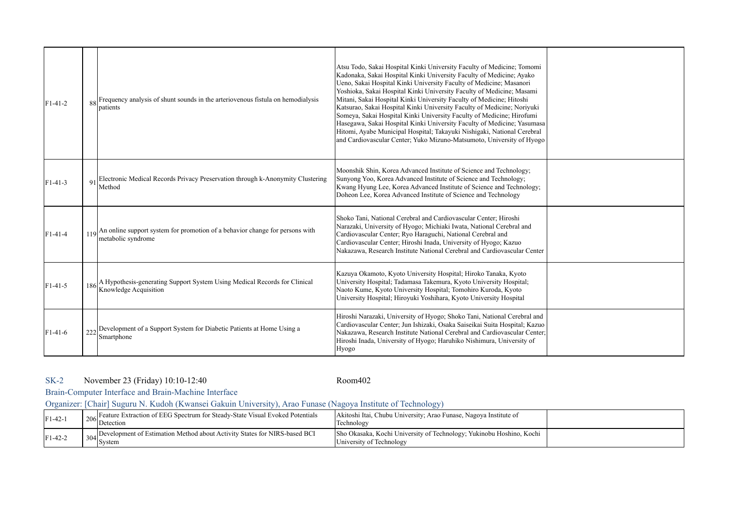| | | | | |
|---|---|---|---|---|
| F1-41-2 | 88 | Frequency analysis of shunt sounds in the arteriovenous fistula on hemodialysis patients | Atsu Todo, Sakai Hospital Kinki University Faculty of Medicine; Tomomi Kadonaka, Sakai Hospital Kinki University Faculty of Medicine; Ayako Ueno, Sakai Hospital Kinki University Faculty of Medicine; Masanori Yoshioka, Sakai Hospital Kinki University Faculty of Medicine; Masami Mitani, Sakai Hospital Kinki University Faculty of Medicine; Hitoshi Katsurao, Sakai Hospital Kinki University Faculty of Medicine; Noriyuki Someya, Sakai Hospital Kinki University Faculty of Medicine; Hirofumi Hasegawa, Sakai Hospital Kinki University Faculty of Medicine; Yasumasa Hitomi, Ayabe Municipal Hospital; Takayuki Nishigaki, National Cerebral and Cardiovascular Center; Yuko Mizuno-Matsumoto, University of Hyogo | |
| F1-41-3 | 91 | Electronic Medical Records Privacy Preservation through k-Anonymity Clustering Method | Moonshik Shin, Korea Advanced Institute of Science and Technology; Sunyong Yoo, Korea Advanced Institute of Science and Technology; Kwang Hyung Lee, Korea Advanced Institute of Science and Technology; Doheon Lee, Korea Advanced Institute of Science and Technology | |
| F1-41-4 | 119 | An online support system for promotion of a behavior change for persons with metabolic syndrome | Shoko Tani, National Cerebral and Cardiovascular Center; Hiroshi Narazaki, University of Hyogo; Michiaki Iwata, National Cerebral and Cardiovascular Center; Ryo Haraguchi, National Cerebral and Cardiovascular Center; Hiroshi Inada, University of Hyogo; Kazuo Nakazawa, Research Institute National Cerebral and Cardiovascular Center | |
| F1-41-5 | 186 | A Hypothesis-generating Support System Using Medical Records for Clinical Knowledge Acquisition | Kazuya Okamoto, Kyoto University Hospital; Hiroko Tanaka, Kyoto University Hospital; Tadamasa Takemura, Kyoto University Hospital; Naoto Kume, Kyoto University Hospital; Tomohiro Kuroda, Kyoto University Hospital; Hiroyuki Yoshihara, Kyoto University Hospital | |
| F1-41-6 | 222 | Development of a Support System for Diabetic Patients at Home Using a Smartphone | Hiroshi Narazaki, University of Hyogo; Shoko Tani, National Cerebral and Cardiovascular Center; Jun Ishizaki, Osaka Saiseikai Suita Hospital; Kazuo Nakazawa, Research Institute National Cerebral and Cardiovascular Center; Hiroshi Inada, University of Hyogo; Haruhiko Nishimura, University of Hyogo | |

SK-2 November 23 (Friday) 10:10-12:40 Room402

Brain-Computer Interface and Brain-Machine Interface

Organizer: [Chair] Suguru N. Kudoh (Kwansei Gakuin University), Arao Funase (Nagoya Institute of Technology)

| | | | | |
|---|---|---|---|---|
| F1-42-1 | 206 | Feature Extraction of EEG Spectrum for Steady-State Visual Evoked Potentials Detection | Akitoshi Itai, Chubu University; Arao Funase, Nagoya Institute of Technology | |
| F1-42-2 | 304 | Development of Estimation Method about Activity States for NIRS-based BCI System | Sho Okasaka, Kochi University of Technology; Yukinobu Hoshino, Kochi University of Technology | |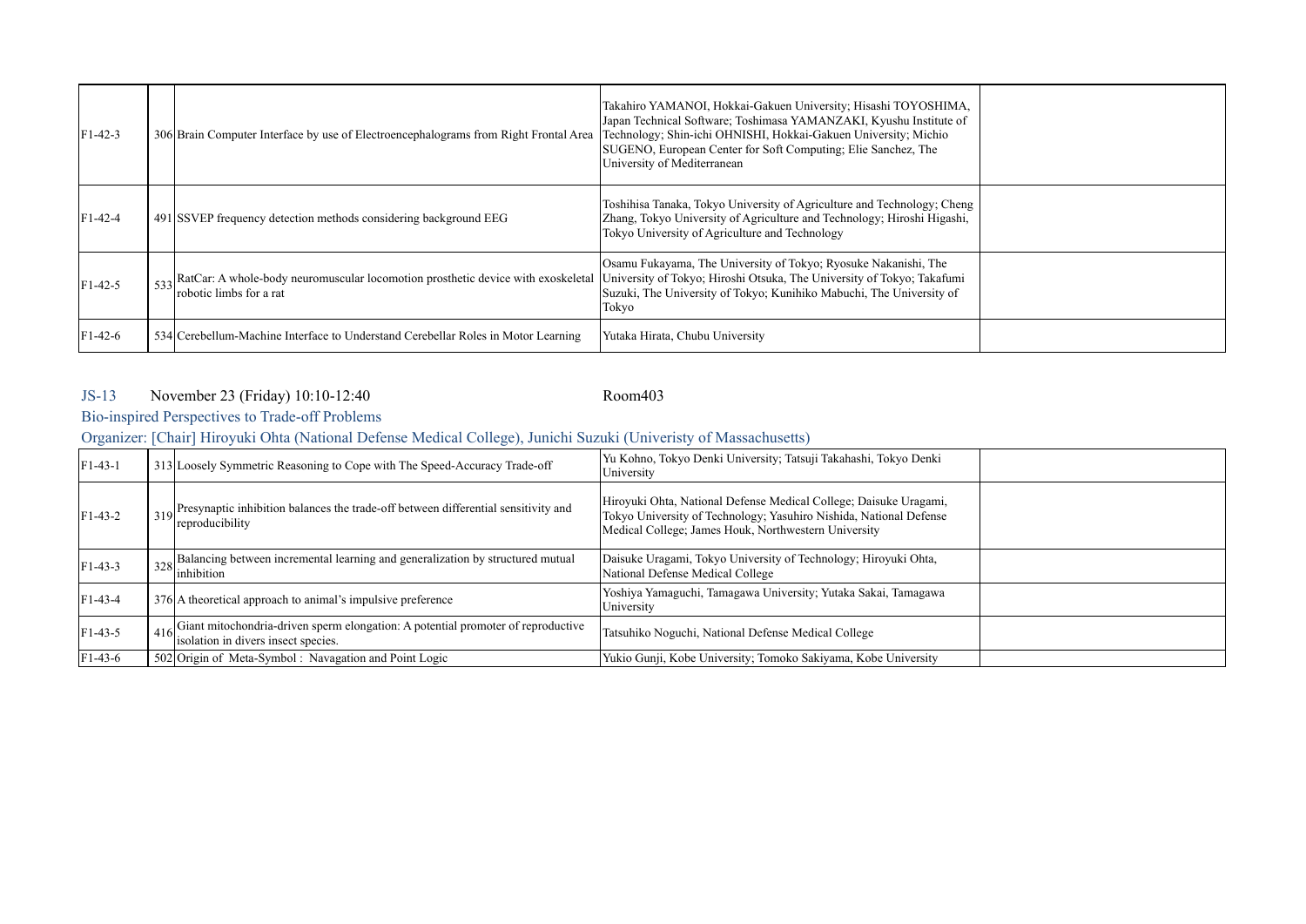| | | | | |
|---|---|---|---|---|
| F1-42-3 | 306 | Brain Computer Interface by use of Electroencephalograms from Right Frontal Area | Takahiro YAMANOI, Hokkai-Gakuen University; Hisashi TOYOSHIMA, Japan Technical Software; Toshimasa YAMANZAKI, Kyushu Institute of Technology; Shin-ichi OHNISHI, Hokkai-Gakuen University; Michio SUGENO, European Center for Soft Computing; Elie Sanchez, The University of Mediterranean | |
| F1-42-4 | 491 | SSVEP frequency detection methods considering background EEG | Toshihisa Tanaka, Tokyo University of Agriculture and Technology; Cheng Zhang, Tokyo University of Agriculture and Technology; Hiroshi Higashi, Tokyo University of Agriculture and Technology | |
| F1-42-5 | 533 | RatCar: A whole-body neuromuscular locomotion prosthetic device with exoskeletal robotic limbs for a rat | Osamu Fukayama, The University of Tokyo; Ryosuke Nakanishi, The University of Tokyo; Hiroshi Otsuka, The University of Tokyo; Takafumi Suzuki, The University of Tokyo; Kunihiko Mabuchi, The University of Tokyo | |
| F1-42-6 | 534 | Cerebellum-Machine Interface to Understand Cerebellar Roles in Motor Learning | Yutaka Hirata, Chubu University | |

JS-13 November 23 (Friday) 10:10-12:40 Room403

Bio-inspired Perspectives to Trade-off Problems

Organizer: [Chair] Hiroyuki Ohta (National Defense Medical College), Junichi Suzuki (Univeristy of Massachusetts)

| | | | | |
|---|---|---|---|---|
| F1-43-1 | 313 | Loosely Symmetric Reasoning to Cope with The Speed-Accuracy Trade-off | Yu Kohno, Tokyo Denki University; Tatsuji Takahashi, Tokyo Denki University | |
| F1-43-2 | 319 | Presynaptic inhibition balances the trade-off between differential sensitivity and reproducibility | Hiroyuki Ohta, National Defense Medical College; Daisuke Uragami, Tokyo University of Technology; Yasuhiro Nishida, National Defense Medical College; James Houk, Northwestern University | |
| F1-43-3 | 328 | Balancing between incremental learning and generalization by structured mutual inhibition | Daisuke Uragami, Tokyo University of Technology; Hiroyuki Ohta, National Defense Medical College | |
| F1-43-4 | 376 | A theoretical approach to animal's impulsive preference | Yoshiya Yamaguchi, Tamagawa University; Yutaka Sakai, Tamagawa University | |
| F1-43-5 | 416 | Giant mitochondria-driven sperm elongation: A potential promoter of reproductive isolation in divers insect species. | Tatsuhiko Noguchi, National Defense Medical College | |
| F1-43-6 | 502 | Origin of Meta-Symbol : Navagation and Point Logic | Yukio Gunji, Kobe University; Tomoko Sakiyama, Kobe University | |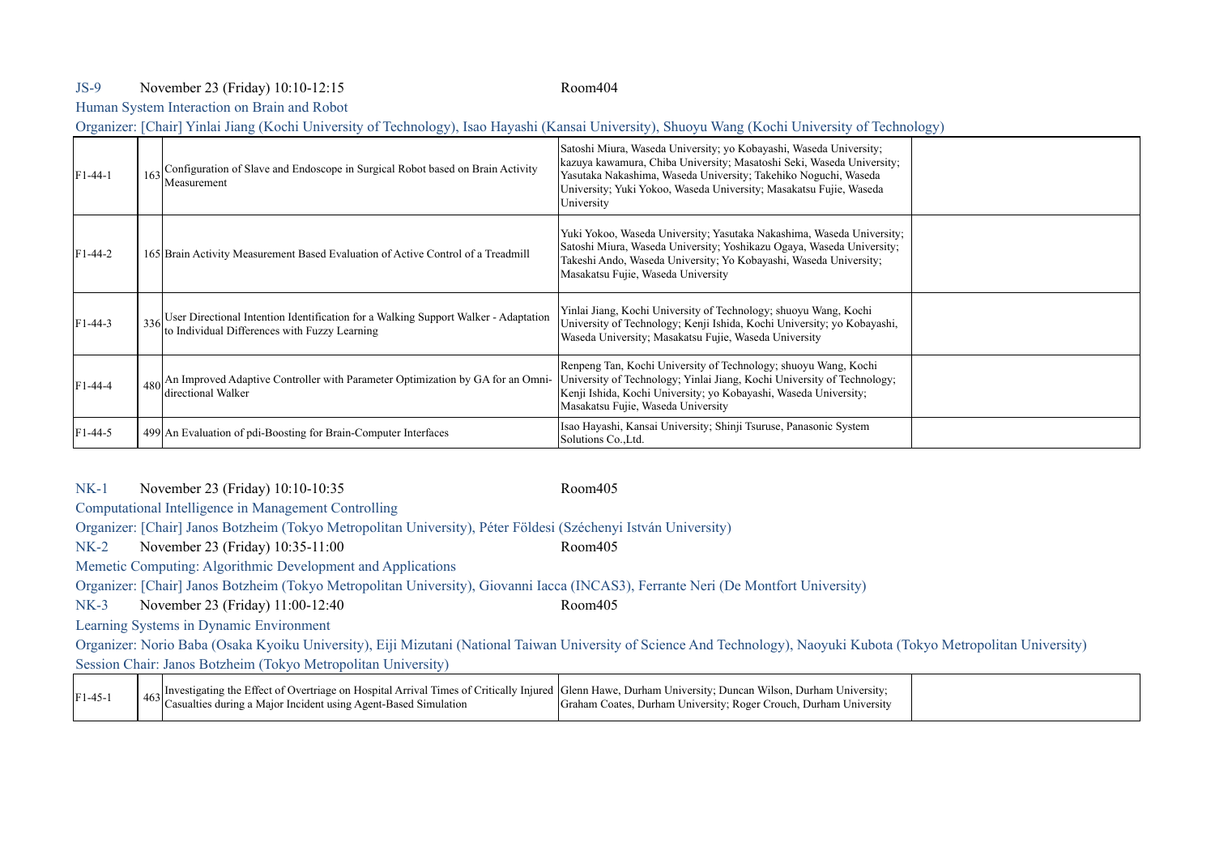JS-9 November 23 (Friday) 10:10-12:15 Room404

Human System Interaction on Brain and Robot

Organizer: [Chair] Yinlai Jiang (Kochi University of Technology), Isao Hayashi (Kansai University), Shuoyu Wang (Kochi University of Technology)

| | | | | |
|---|---|---|---|---|
| F1-44-1 | 163 | Configuration of Slave and Endoscope in Surgical Robot based on Brain Activity Measurement | Satoshi Miura, Waseda University; yo Kobayashi, Waseda University; kazuya kawamura, Chiba University; Masatoshi Seki, Waseda University; Yasutaka Nakashima, Waseda University; Takehiko Noguchi, Waseda University; Yuki Yokoo, Waseda University; Masakatsu Fujie, Waseda University | |
| F1-44-2 | 165 | Brain Activity Measurement Based Evaluation of Active Control of a Treadmill | Yuki Yokoo, Waseda University; Yasutaka Nakashima, Waseda University; Satoshi Miura, Waseda University; Yoshikazu Ogaya, Waseda University; Takeshi Ando, Waseda University; Yo Kobayashi, Waseda University; Masakatsu Fujie, Waseda University | |
| F1-44-3 | 336 | User Directional Intention Identification for a Walking Support Walker - Adaptation to Individual Differences with Fuzzy Learning | Yinlai Jiang, Kochi University of Technology; shuoyu Wang, Kochi University of Technology; Kenji Ishida, Kochi University; yo Kobayashi, Waseda University; Masakatsu Fujie, Waseda University | |
| F1-44-4 | 480 | An Improved Adaptive Controller with Parameter Optimization by GA for an Omni-directional Walker | Renpeng Tan, Kochi University of Technology; shuoyu Wang, Kochi University of Technology; Yinlai Jiang, Kochi University of Technology; Kenji Ishida, Kochi University; yo Kobayashi, Waseda University; Masakatsu Fujie, Waseda University | |
| F1-44-5 | 499 | An Evaluation of pdi-Boosting for Brain-Computer Interfaces | Isao Hayashi, Kansai University; Shinji Tsuruse, Panasonic System Solutions Co.,Ltd. | |

NK-1 November 23 (Friday) 10:10-10:35 Room405

Computational Intelligence in Management Controlling

Organizer: [Chair] Janos Botzheim (Tokyo Metropolitan University), Péter Földesi (Széchenyi István University)

NK-2 November 23 (Friday) 10:35-11:00 Room405

Memetic Computing: Algorithmic Development and Applications

Organizer: [Chair] Janos Botzheim (Tokyo Metropolitan University), Giovanni Iacca (INCAS3), Ferrante Neri (De Montfort University)

NK-3 November 23 (Friday) 11:00-12:40 Room405

Learning Systems in Dynamic Environment

Organizer: Norio Baba (Osaka Kyoiku University), Eiji Mizutani (National Taiwan University of Science And Technology), Naoyuki Kubota (Tokyo Metropolitan University)

Session Chair: Janos Botzheim (Tokyo Metropolitan University)

| | | | | |
|---|---|---|---|---|
| F1-45-1 | 463 | Investigating the Effect of Overtriage on Hospital Arrival Times of Critically Injured Casualties during a Major Incident using Agent-Based Simulation | Glenn Hawe, Durham University; Duncan Wilson, Durham University; Graham Coates, Durham University; Roger Crouch, Durham University | |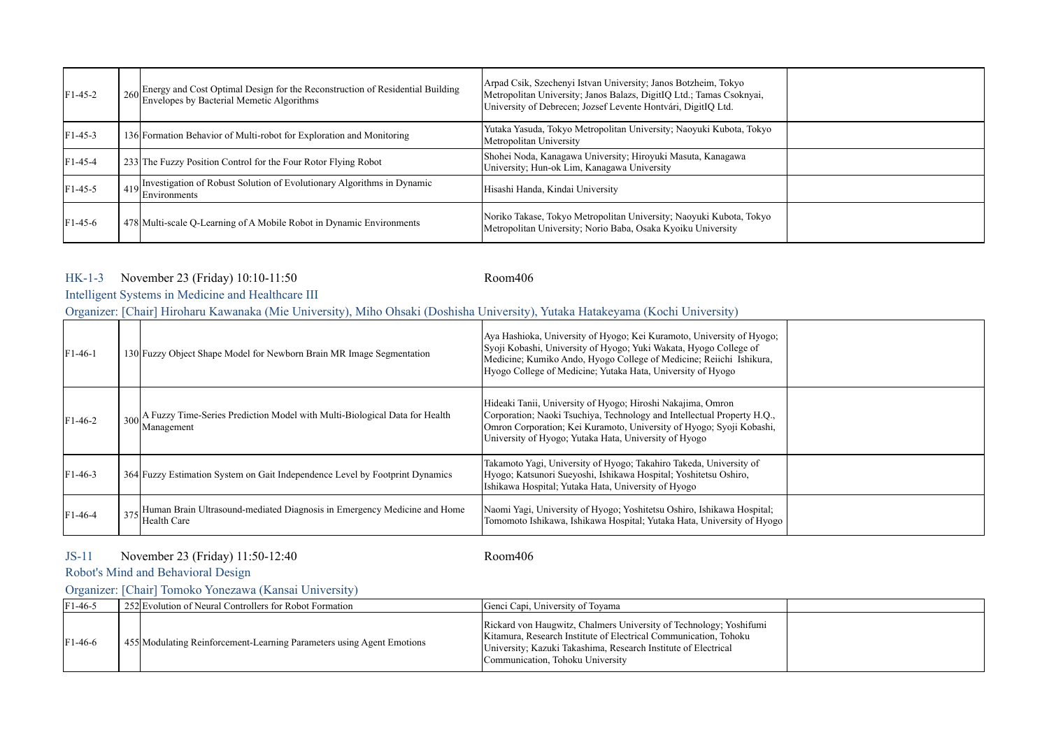| | | | | |
|---|---|---|---|---|
| F1-45-2 | 260 | Energy and Cost Optimal Design for the Reconstruction of Residential Building Envelopes by Bacterial Memetic Algorithms | Arpad Csik, Szechenyi Istvan University; Janos Botzheim, Tokyo Metropolitan University; Janos Balazs, DigitIQ Ltd.; Tamas Csoknyai, University of Debrecen; Jozsef Levente Hontvári, DigitIQ Ltd. | |
| F1-45-3 | 136 | Formation Behavior of Multi-robot for Exploration and Monitoring | Yutaka Yasuda, Tokyo Metropolitan University; Naoyuki Kubota, Tokyo Metropolitan University | |
| F1-45-4 | 233 | The Fuzzy Position Control for the Four Rotor Flying Robot | Shohei Noda, Kanagawa University; Hiroyuki Masuta, Kanagawa University; Hun-ok Lim, Kanagawa University | |
| F1-45-5 | 419 | Investigation of Robust Solution of Evolutionary Algorithms in Dynamic Environments | Hisashi Handa, Kindai University | |
| F1-45-6 | 478 | Multi-scale Q-Learning of A Mobile Robot in Dynamic Environments | Noriko Takase, Tokyo Metropolitan University; Naoyuki Kubota, Tokyo Metropolitan University; Norio Baba, Osaka Kyoiku University | |

HK-1-3 November 23 (Friday) 10:10-11:50 Room406

Intelligent Systems in Medicine and Healthcare III

Organizer: [Chair] Hiroharu Kawanaka (Mie University), Miho Ohsaki (Doshisha University), Yutaka Hatakeyama (Kochi University)

| | | | | |
|---|---|---|---|---|
| F1-46-1 | 130 | Fuzzy Object Shape Model for Newborn Brain MR Image Segmentation | Aya Hashioka, University of Hyogo; Kei Kuramoto, University of Hyogo; Syoji Kobashi, University of Hyogo; Yuki Wakata, Hyogo College of Medicine; Kumiko Ando, Hyogo College of Medicine; Reiichi Ishikura, Hyogo College of Medicine; Yutaka Hata, University of Hyogo | |
| F1-46-2 | 300 | A Fuzzy Time-Series Prediction Model with Multi-Biological Data for Health Management | Hideaki Tanii, University of Hyogo; Hiroshi Nakajima, Omron Corporation; Naoki Tsuchiya, Technology and Intellectual Property H.Q., Omron Corporation; Kei Kuramoto, University of Hyogo; Syoji Kobashi, University of Hyogo; Yutaka Hata, University of Hyogo | |
| F1-46-3 | 364 | Fuzzy Estimation System on Gait Independence Level by Footprint Dynamics | Takamoto Yagi, University of Hyogo; Takahiro Takeda, University of Hyogo; Katsunori Sueyoshi, Ishikawa Hospital; Yoshitetsu Oshiro, Ishikawa Hospital; Yutaka Hata, University of Hyogo | |
| F1-46-4 | 375 | Human Brain Ultrasound-mediated Diagnosis in Emergency Medicine and Home Health Care | Naomi Yagi, University of Hyogo; Yoshitetsu Oshiro, Ishikawa Hospital; Tomomoto Ishikawa, Ishikawa Hospital; Yutaka Hata, University of Hyogo | |

JS-11 November 23 (Friday) 11:50-12:40 Room406

Robot's Mind and Behavioral Design

Organizer: [Chair] Tomoko Yonezawa (Kansai University)

| | | | | |
|---|---|---|---|---|
| F1-46-5 | 252 | Evolution of Neural Controllers for Robot Formation | Genci Capi, University of Toyama | |
| F1-46-6 | 455 | Modulating Reinforcement-Learning Parameters using Agent Emotions | Rickard von Haugwitz, Chalmers University of Technology; Yoshifumi Kitamura, Research Institute of Electrical Communication, Tohoku University; Kazuki Takashima, Research Institute of Electrical Communication, Tohoku University | |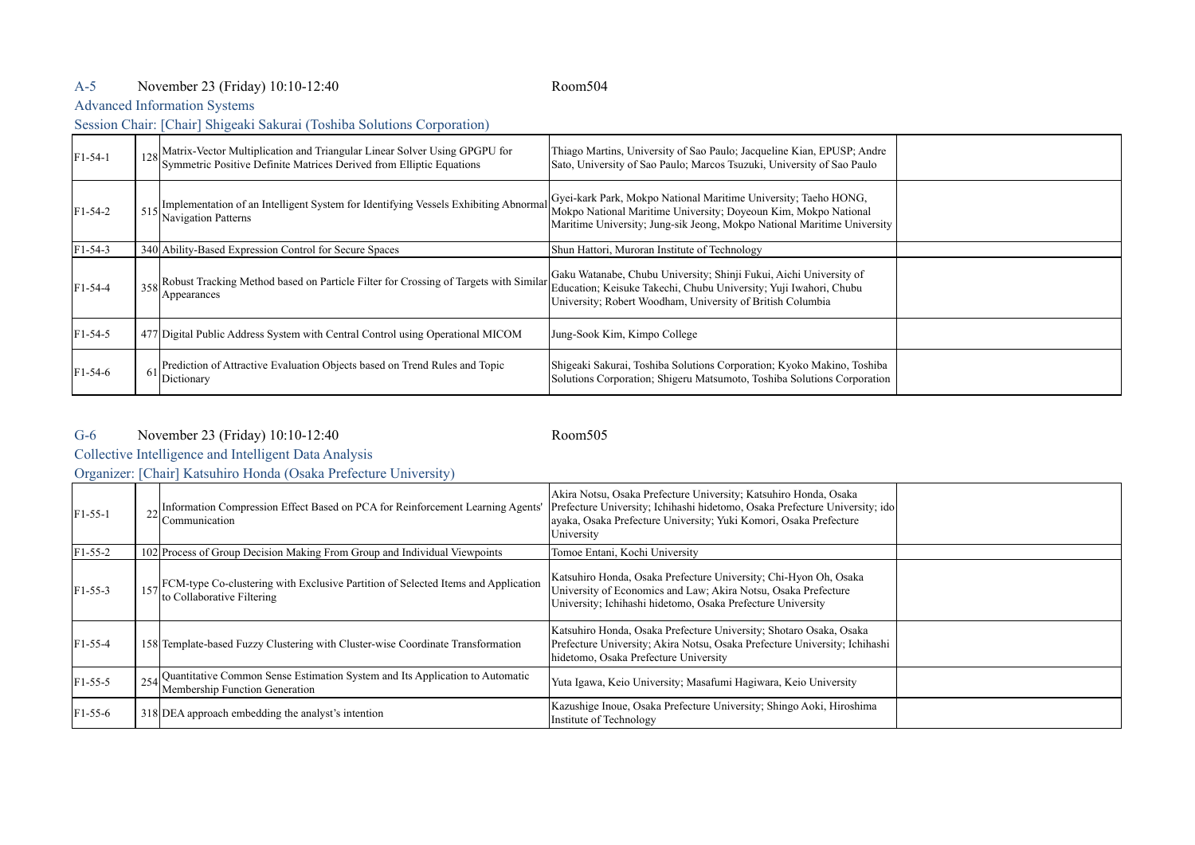A-5 November 23 (Friday) 10:10-12:40 Room504

Advanced Information Systems

Session Chair: [Chair] Shigeaki Sakurai (Toshiba Solutions Corporation)

| | | | | |
|---|---|---|---|---|
| F1-54-1 | 128 | Matrix-Vector Multiplication and Triangular Linear Solver Using GPGPU for Symmetric Positive Definite Matrices Derived from Elliptic Equations | Thiago Martins, University of Sao Paulo; Jacqueline Kian, EPUSP; Andre Sato, University of Sao Paulo; Marcos Tsuzuki, University of Sao Paulo | |
| F1-54-2 | 515 | Implementation of an Intelligent System for Identifying Vessels Exhibiting Abnormal Navigation Patterns | Gyei-kark Park, Mokpo National Maritime University; Taeho HONG, Mokpo National Maritime University; Doyeoun Kim, Mokpo National Maritime University; Jung-sik Jeong, Mokpo National Maritime University | |
| F1-54-3 | 340 | Ability-Based Expression Control for Secure Spaces | Shun Hattori, Muroran Institute of Technology | |
| F1-54-4 | 358 | Robust Tracking Method based on Particle Filter for Crossing of Targets with Similar Appearances | Gaku Watanabe, Chubu University; Shinji Fukui, Aichi University of Education; Keisuke Takechi, Chubu University; Yuji Iwahori, Chubu University; Robert Woodham, University of British Columbia | |
| F1-54-5 | 477 | Digital Public Address System with Central Control using Operational MICOM | Jung-Sook Kim, Kimpo College | |
| F1-54-6 | 61 | Prediction of Attractive Evaluation Objects based on Trend Rules and Topic Dictionary | Shigeaki Sakurai, Toshiba Solutions Corporation; Kyoko Makino, Toshiba Solutions Corporation; Shigeru Matsumoto, Toshiba Solutions Corporation | |

G-6 November 23 (Friday) 10:10-12:40 Room505

Collective Intelligence and Intelligent Data Analysis

Organizer: [Chair] Katsuhiro Honda (Osaka Prefecture University)

| | | | | |
|---|---|---|---|---|
| F1-55-1 | 22 | Information Compression Effect Based on PCA for Reinforcement Learning Agents' Communication | Akira Notsu, Osaka Prefecture University; Katsuhiro Honda, Osaka Prefecture University; Ichihashi hidetomo, Osaka Prefecture University; ido ayaka, Osaka Prefecture University; Yuki Komori, Osaka Prefecture University | |
| F1-55-2 | 102 | Process of Group Decision Making From Group and Individual Viewpoints | Tomoe Entani, Kochi University | |
| F1-55-3 | 157 | FCM-type Co-clustering with Exclusive Partition of Selected Items and Application to Collaborative Filtering | Katsuhiro Honda, Osaka Prefecture University; Chi-Hyon Oh, Osaka University of Economics and Law; Akira Notsu, Osaka Prefecture University; Ichihashi hidetomo, Osaka Prefecture University | |
| F1-55-4 | 158 | Template-based Fuzzy Clustering with Cluster-wise Coordinate Transformation | Katsuhiro Honda, Osaka Prefecture University; Shotaro Osaka, Osaka Prefecture University; Akira Notsu, Osaka Prefecture University; Ichihashi hidetomo, Osaka Prefecture University | |
| F1-55-5 | 254 | Quantitative Common Sense Estimation System and Its Application to Automatic Membership Function Generation | Yuta Igawa, Keio University; Masafumi Hagiwara, Keio University | |
| F1-55-6 | 318 | DEA approach embedding the analyst's intention | Kazushige Inoue, Osaka Prefecture University; Shingo Aoki, Hiroshima Institute of Technology | |